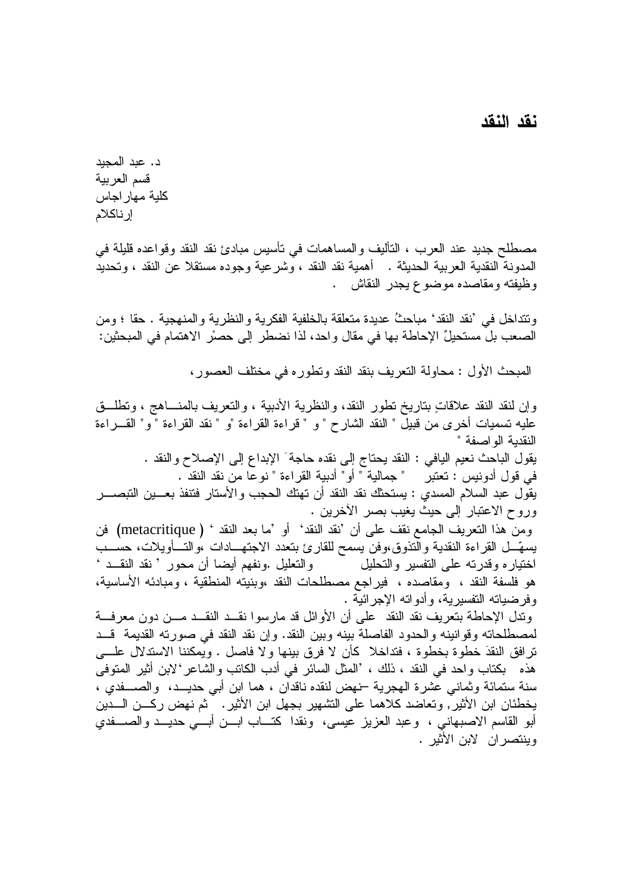# نقد النقد

د. عبد المجيد
قسم العربية
كلية مهاراجاس
إرناكلام

مصطلح جديد عند العرب ، التأليف والمساهمات في تأسيس مبادئ نقد النقد وقواعده قليلة في المدونة النقدية العربية الحديثة . أهمية نقد النقد ، وشرعية وجوده مستقلا عن النقد ، وتحديد وظيفته ومقاصده موضوع يجدر النقاش .

وتتداخل في 'نقد النقد' مباحثُ عديدة متعلقة بالخلفية الفكرية والنظرية والمنهجية . حقا ؛ ومن الصعب بل مستحيلٌ الإحاطة بها في مقال واحد، لذا نضطر إلى حصْر الاهتمام في المبحثين:

المبحث الأول : محاولة التعريف بنقد النقد وتطوره في مختلف العصور،

وإن لنقد النقد علاقاتٍ بتاريخ تطور النقد، والنظرية الأدبية ، والتعريف بالمناهج ، وتطلق عليه تسميات أخرى من قبيل " النقد الشارح " و " قراءة القراءة "و " نقد القراءة " و" القراءة النقدية الواصفة "

يقول الباحث نعيم اليافي : النقد يحتاج إلى نقده حاجةَ الإبداع إلى الإصلاح والنقد .

في قول أدونيس : تعتبر " جمالية " أو" أدبية القراءة " نوعا من نقد النقد .

يقول عبد السلام المسدي : يستحثك نقد النقد أن تهتك الحجب والأستار فتنفذ بعين التبصر وروح الاعتبار إلى حيث يغيب بصر الآخرين .

ومن هذا التعريف الجامع نقف على أن 'نقد النقد' أو 'ما بعد النقد ' ( metacritique) فن يسهّل القراءة النقدية والتذوق،وفن يسمح للقارئ بتعدد الاجتهادات ،والتأويلات، حسب اختياره وقدرته على التفسير والتحليل والتعليل .ونفهم أيضا أن محور ' نقد النقد ' هو فلسفة النقد ، ومقاصده ، فيراجع مصطلحات النقد ،وبنيته المنطقية ، ومبادئه الأساسية، وفرضياته التفسيرية، وأدواته الإجرائية .

وتدل الإحاطة بتعريف نقد النقد على أن الأوائل قد مارسوا نقد النقد من دون معرفة لمصطلحاته وقوانينه والحدود الفاصلة بينه وبين النقد. وإن نقد النقد في صورته القديمة قد ترافق النقدَ خطوة بخطوة ، فتداخلا كأن لا فرق بينها ولا فاصل . ويمكننا الاستدلال على هذه بكتاب واحد في النقد ، ذلك ، 'المثل السائر في أدب الكاتب والشاعر' لابن أثير المتوفى سنة ستمائة وثماني عشرة الهجرية –نهض لنقده ناقدان ، هما ابن أبي حديد، والصفدي ، يخطئان ابن الأثير, وتعاضد كلاهما على التشهير بجهل ابن الأثير. ثم نهض ركن الدين أبو القاسم الاصبهاني ، وعبد العزيز عيسى، ونقدا كتاب ابن أبي حديد والصفدي وينتصران لابن الأثير .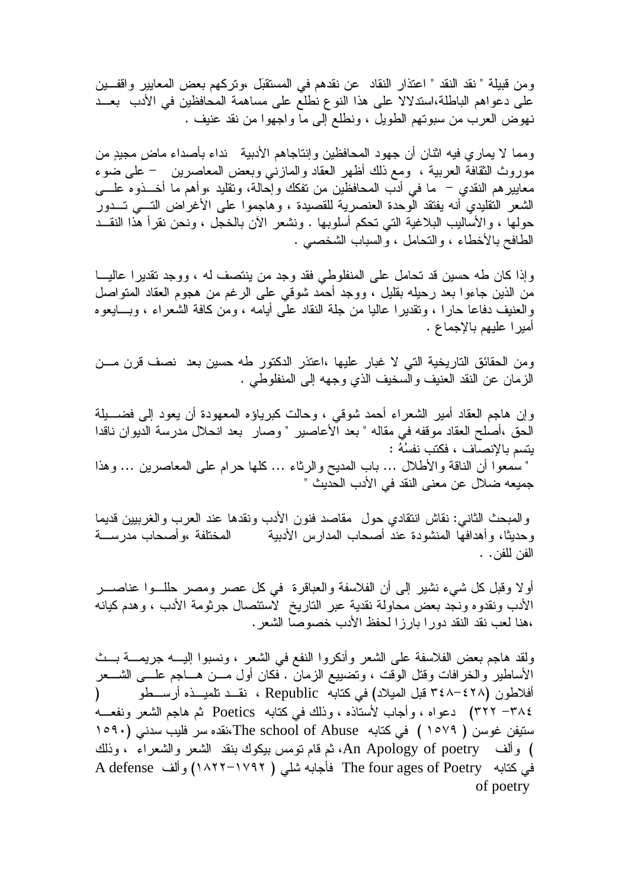ومن قبيلة " نقد النقد " اعتذار النقاد عن نقدهم في المستقبَل ،وتركهم بعض المعايير واقفين على دعواهم الباطلة،استدلالا على هذا النوع نطلع على مساهمة المحافظين في الأدب بعد نهوض العرب من سبوتهم الطويل ، ونطلع إلى ما واجهوا من نقد عنيف .

ومما لا يماري فيه اثنان أن جهود المحافظين وإنتاجاهم الأدبية نداء بأصداء ماض مجيدٍ من موروث الثقافة العربية ، ومع ذلك أظهر العقاد والمازني وبعض المعاصرين – على ضوء معاييرهم النقدي – ما في أدب المحافظين من تفكك وإحالة، وتقليد ،وأهم ما أخذوه على الشعر التقليدي أنه يفتقد الوحدة العنصرية للقصيدة ، وهاجموا على الأغراض التي تدور حولها ، والأساليب البلاغية التي تحكم أسلوبها . ونشعر الآن بالخجل ، ونحن نقرأ هذا النقد الطافح بالأخطاء ، والتحامل ، والسباب الشخصي .

وإذا كان طه حسين قد تحامل على المنفلوطي فقد وجد من ينتصف له ، ووجد تقديرا عاليا من الذين جاءوا بعد رحيله بقليل ، ووجد أحمد شوقي على الرغم من هجوم العقاد المتواصل والعنيف دفاعا حارا ، وتقديرا عاليا من جلة النقاد على أيامه ، ومن كافة الشعراء ، وبايعوه أميرا عليهم بالإجماع .

ومن الحقائق التاريخية التي لا غبار عليها ،اعتذر الدكتور طه حسين بعد نصف قرن من الزمان عن النقد العنيف والسخيف الذي وجهه إلى المنفلوطي .

وإن هاجم العقاد أمير الشعراء أحمد شوقي ، وحالت كبرياؤه المعهودة أن يعود إلى فضيلة الحق ،أصلح العقاد موقفه في مقاله " بعد الأعاصير " وصار بعد انحلال مدرسة الديوان ناقدا يتسم بالإنصاف ، فكتب نفسُهُ :
" سمعوا أن الناقة والأطلال ... باب المديح والرثاء ... كلها حرام على المعاصرين ... وهذا جميعه ضلال عن معنى النقد في الأدب الحديث "

والمبحث الثاني: نقاش انتقادي حول مقاصد فنون الأدب ونقدها عند العرب والغربيين قديما وحديثا، وأهدافها المنشودة عند أصحاب المدارس الأدبية المختلفة ،وأصحاب مدرسة الفن للفن. .

أولا وقبل كل شيء نشير إلى أن الفلاسفة والعباقرة في كل عصر ومصر حللوا عناصر الأدب ونقدوه ونجد بعض محاولة نقدية عبر التاريخ لاستئصال جرثومة الأدب ، وهدم كيانه ،هنا لعب نقد النقد دورا بارزا لحفظ الأدب خصوصا الشعر.

ولقد هاجم بعض الفلاسفة على الشعر وأنكروا النفع في الشعر ، ونسبوا إليه جريمة بث الأساطير والخرافات وقتل الوقت ، وتضييع الزمان . فكان أول من هاجم على الشعر أفلاطون (٤٢٨-٣٤٨ قبل الميلاد) في كتابه Republic ، نقد تلميذه أرسطو ( ٣٨٤- ٣٢٢) دعواه ، وأجاب لأستاذه ، وذلك في كتابه Poetics ثم هاجم الشعر ونفعه ستيفن غوسن ( ١٥٧٩ ) في كتابه The school of Abuse ،نقده سر فليب سدني (١٥٩٠ ) وألف An Apology of poetry، ثم قام تومس بيكوك بنقد الشعر والشعراء ، وذلك في كتابه The four ages of Poetry فأجابه شلي ( ١٧٩٢-١٨٢٢) وألف A defense of poetry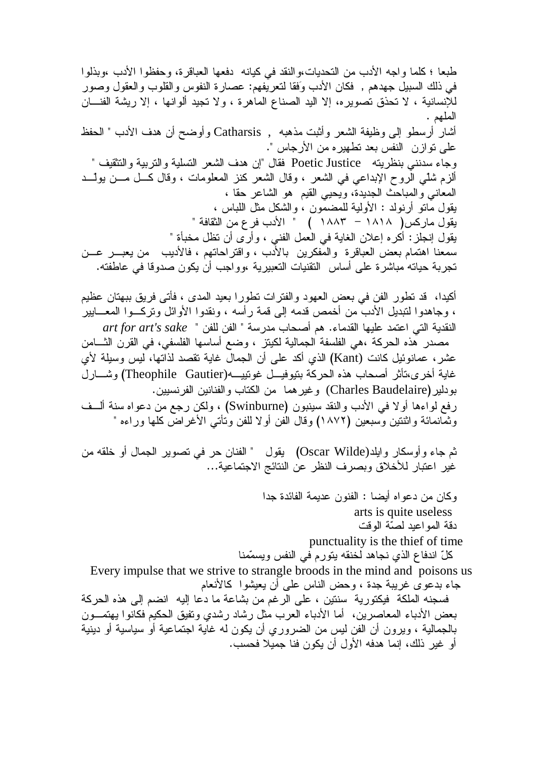طبعا ؛ كلما واجه الأدب من التحديات،والنقد في كيانه دفعها العباقرة، وحفظوا الأدب ،وبذلوا في ذلك السبيل جهدهم , فكان الأدب وَفقا لتعريفهم: عصارة النفوس والقلوب والعقول وصور للإنسانية ، لا تحذق تصويره، إلا اليد الصناع الماهرة ، ولا تجيد ألوانها ، إلا ريشة الفنان الملهم .

أشار أرسطو إلى وظيفة الشعر وأثبت مذهبه , Catharsis وأوضح أن هدف الأدب " الحفظ على توازن النفس بعد تطهيره من الأرجاس ".

وجاء سدنني بنظريته Poetic Justice فقال "إن هدف الشعر التسلية والتربية والتثقيف " ألزم شلّي الروح الإبداعي في الشعر ، وقال الشعر كنز المعلومات ، وقال كل من يولّد المعاني والمباحث الجديدة، ويحيي القيم هو الشاعر حقا ،

يقول ماتو أرنولد : الأولية للمضمون ، والشكل مثل اللباس ،

يقول ماركس( ١٨١٨ – ١٨٨٣ ) " الأدب فرع من الثقافة "

يقول إنجلز: أكره إعلان الغاية في العمل الفني ، وأرى أن تظل مخبأة "

سمعنا اهتمام بعض العباقرة والمفكرين بالأدب ، واقتراحاتهم ، فالأديب من يعبر عن تجربة حياته مباشرة على أساس التقنيات التعبيرية ،وواجب أن يكون صدوقا في عاطفته.

أكيدا، قد تطور الفن في بعض العهود والفترات تطورا بعيد المدى ، فأتى فريق ببهتان عظيم ، وجاهدوا لتبديل الأدب من أخمص قدمه إلى قمة رأسه ، ونقدوا الأوائل وتركوا المعايير النقدية التي اعتمد عليها القدماء. هم أصحاب مدرسة " الفن للفن " *art for art's sake*

مصدر هذه الحركة ،هي الفلسفة الجمالية لكيتز ، وضع أساسها الفلسفي، في القرن الثامن عشر، عمانوئيل كانت (Kant) الذي أكد على أن الجمال غاية تقصد لذاتها، ليس وسيلة لأي غاية أخرى،تأثر أصحاب هذه الحركة بتيوفيل غوتييه(Theophile Gautier) وشارل بودلير(Charles Baudelaire) وغيرهما من الكتاب والفنانين الفرنسيين.

رفع لواءها أولا في الأدب والنقد سينبون (Swinburne) ، ولكن رجع من دعواه سنة ألف وثمانمائة واثنتين وسبعين (١٨٧٢) وقال الفن أولا للفن وتأتي الأغراض كلها وراءه "

ثم جاء وأوسكار وايلد(Oscar Wilde) يقول " الفنان حر في تصوير الجمال أو خلقه من غير اعتبار للأخلاق وبصرف النظر عن النتائج الاجتماعية...

وكان من دعواه أيضا : الفنون عديمة الفائدة جدا

arts is quite useless

دقة المواعيد لصّة الوقت

punctuality is the thief of time

كلّ اندفاع الذي نجاهد لخنقه يتورم في النفس ويسمّمنا

Every impulse that we strive to strangle broods in the mind and poisons us

جاء بدعوى غريبة جدة ، وحض الناس على أن يعيشوا كالأنعام

فسجنه الملكة فيكتورية سنتين ، على الرغم من بشاعة ما دعا إليه انضم إلى هذه الحركة بعض الأدباء المعاصرين، أما الأدباء العرب مثل رشاد رشدي وتفيق الحكيم فكانوا يهتمون بالجمالية ، ويرون أن الفن ليس من الضروري أن يكون له غاية اجتماعية أو سياسية أو دينية أو غير ذلك، إنما هدفه الأول أن يكون فنا جميلا فحسب.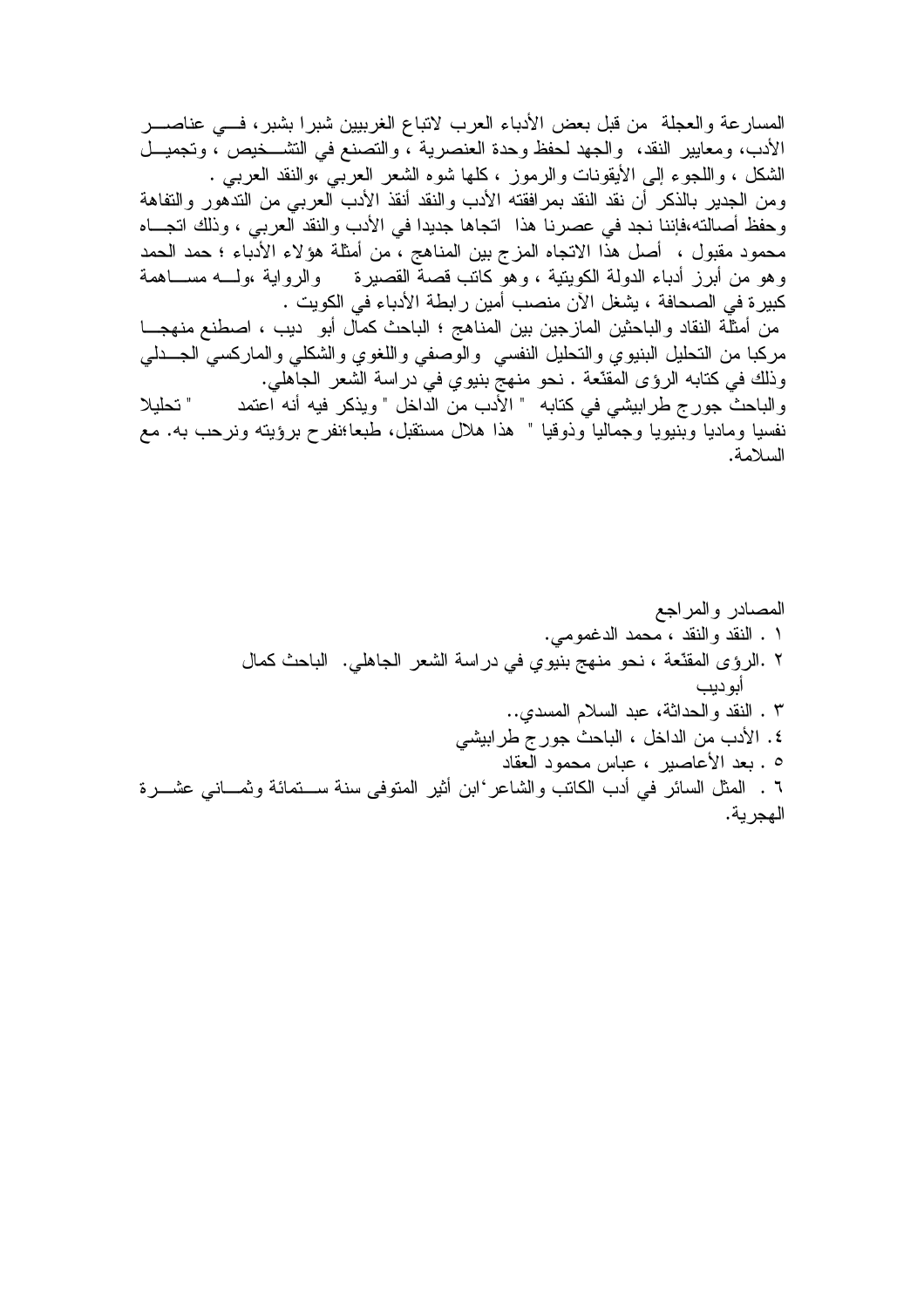المسارعة والعجلة من قبل بعض الأدباء العرب لاتباع الغربيين شبرا بشبر، في عناصر الأدب، ومعايير النقد، والجهد لحفظ وحدة العنصرية ، والتصنع في التشخيص ، وتجميل الشكل ، واللجوء إلى الأيقونات والرموز ، كلها شوه الشعر العربي ،والنقد العربي .

ومن الجدير بالذكر أن نقد النقد بمرافقته الأدب والنقد أنقذ الأدب العربي من التدهور والتفاهة وحفظ أصالته،فإننا نجد في عصرنا هذا اتجاها جديدا في الأدب والنقد العربي ، وذلك اتجاه محمود مقبول ، أصل هذا الاتجاه المزج بين المناهج ، من أمثلة هؤلاء الأدباء ؛ حمد الحمد وهو من أبرز أدباء الدولة الكويتية ، وهو كاتب قصة القصيرة والرواية ،وله مساهمة كبيرة في الصحافة ، يشغل الآن منصب أمين رابطة الأدباء في الكويت .

من أمثلة النقاد والباحثين المازجين بين المناهج ؛ الباحث كمال أبو ديب ، اصطنع منهجا مركبا من التحليل البنيوي والتحليل النفسي والوصفي واللغوي والشكلي والماركسي الجدلي وذلك في كتابه الرؤى المقنّعة . نحو منهج بنيوي في دراسة الشعر الجاهلي.

والباحث جورج طرابيشي في كتابه " الأدب من الداخل " ويذكر فيه أنه اعتمد " تحليلا نفسيا وماديا وبنيويا وجماليا وذوقيا " هذا هلال مستقبل، طبعا؛نفرح برؤيته ونرحب به. مع السلامة.

المصادر والمراجع

١ . النقد والنقد ، محمد الدغمومي.

٢ .الرؤى المقنّعة ، نحو منهج بنيوي في دراسة الشعر الجاهلي. الباحث كمال أبوديب

٣ . النقد والحداثة، عبد السلام المسدي..

٤. الأدب من الداخل ، الباحث جورج طرابيشي

٥ . بعد الأعاصير ، عباس محمود العقاد

٦ . المثل السائر في أدب الكاتب والشاعر٬ابن أثير المتوفى سنة ستمائة وثماني عشرة الهجرية.